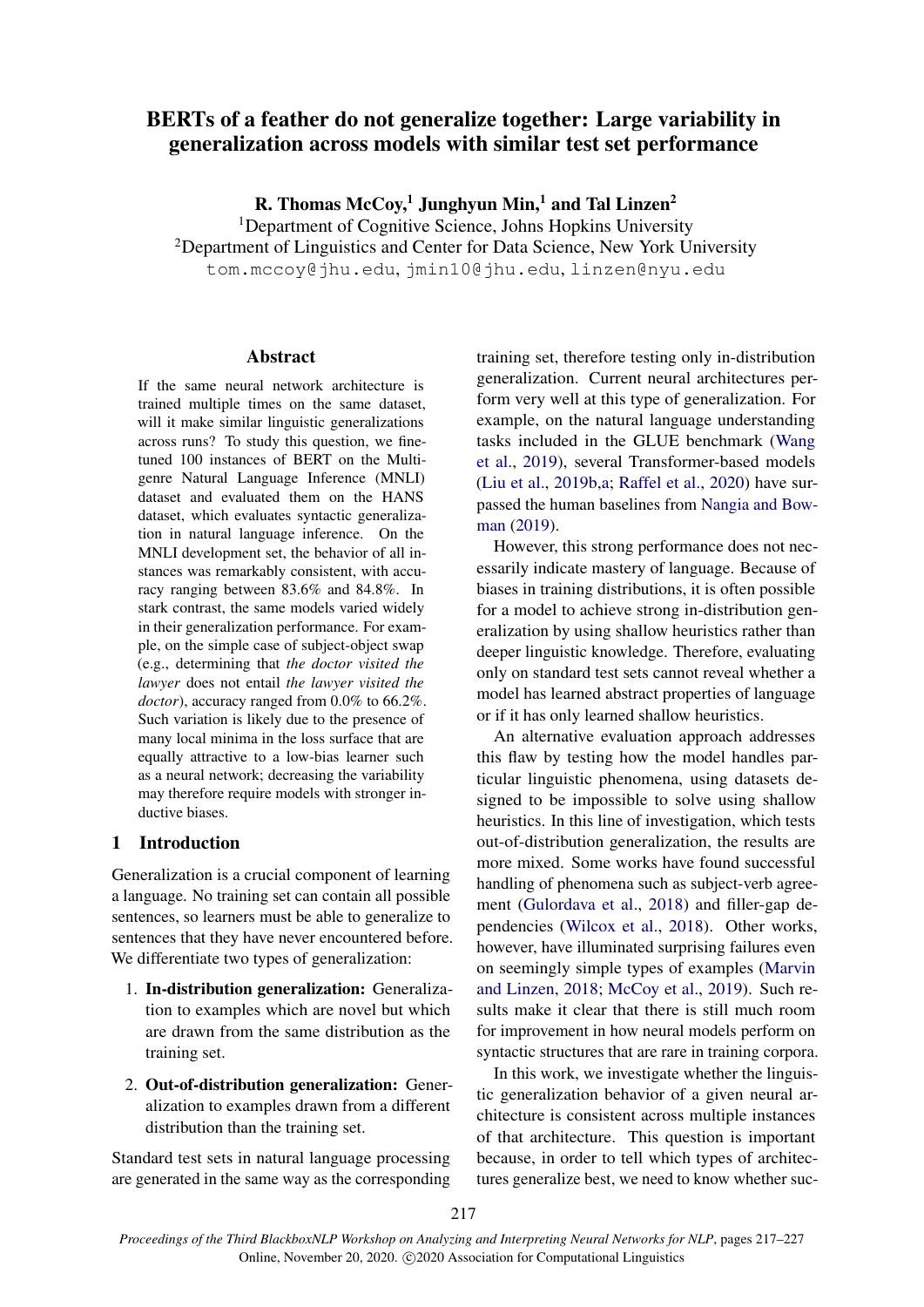# BERTs of a feather do not generalize together: Large variability in generalization across models with similar test set performance

**R. Thomas McCoy,[1] Junghyun Min,[1] and Tal Linzen[2]**

[1]Department of Cognitive Science, Johns Hopkins University
[2]Department of Linguistics and Center for Data Science, New York University
tom.mccoy@jhu.edu, jmin10@jhu.edu, linzen@nyu.edu

## Abstract

If the same neural network architecture is trained multiple times on the same dataset, will it make similar linguistic generalizations across runs? To study this question, we fine-tuned 100 instances of BERT on the Multi-genre Natural Language Inference (MNLI) dataset and evaluated them on the HANS dataset, which evaluates syntactic generalization in natural language inference. On the MNLI development set, the behavior of all instances was remarkably consistent, with accuracy ranging between 83.6% and 84.8%. In stark contrast, the same models varied widely in their generalization performance. For example, on the simple case of subject-object swap (e.g., determining that *the doctor visited the lawyer* does not entail *the lawyer visited the doctor*), accuracy ranged from 0.0% to 66.2%. Such variation is likely due to the presence of many local minima in the loss surface that are equally attractive to a low-bias learner such as a neural network; decreasing the variability may therefore require models with stronger inductive biases.

## 1 Introduction

Generalization is a crucial component of learning a language. No training set can contain all possible sentences, so learners must be able to generalize to sentences that they have never encountered before. We differentiate two types of generalization:

1. **In-distribution generalization:** Generalization to examples which are novel but which are drawn from the same distribution as the training set.
2. **Out-of-distribution generalization:** Generalization to examples drawn from a different distribution than the training set.

Standard test sets in natural language processing are generated in the same way as the corresponding training set, therefore testing only in-distribution generalization. Current neural architectures perform very well at this type of generalization. For example, on the natural language understanding tasks included in the GLUE benchmark (Wang et al., 2019), several Transformer-based models (Liu et al., 2019b,a; Raffel et al., 2020) have surpassed the human baselines from Nangia and Bowman (2019).

However, this strong performance does not necessarily indicate mastery of language. Because of biases in training distributions, it is often possible for a model to achieve strong in-distribution generalization by using shallow heuristics rather than deeper linguistic knowledge. Therefore, evaluating only on standard test sets cannot reveal whether a model has learned abstract properties of language or if it has only learned shallow heuristics.

An alternative evaluation approach addresses this flaw by testing how the model handles particular linguistic phenomena, using datasets designed to be impossible to solve using shallow heuristics. In this line of investigation, which tests out-of-distribution generalization, the results are more mixed. Some works have found successful handling of phenomena such as subject-verb agreement (Gulordava et al., 2018) and filler-gap dependencies (Wilcox et al., 2018). Other works, however, have illuminated surprising failures even on seemingly simple types of examples (Marvin and Linzen, 2018; McCoy et al., 2019). Such results make it clear that there is still much room for improvement in how neural models perform on syntactic structures that are rare in training corpora.

In this work, we investigate whether the linguistic generalization behavior of a given neural architecture is consistent across multiple instances of that architecture. This question is important because, in order to tell which types of architectures generalize best, we need to know whether suc-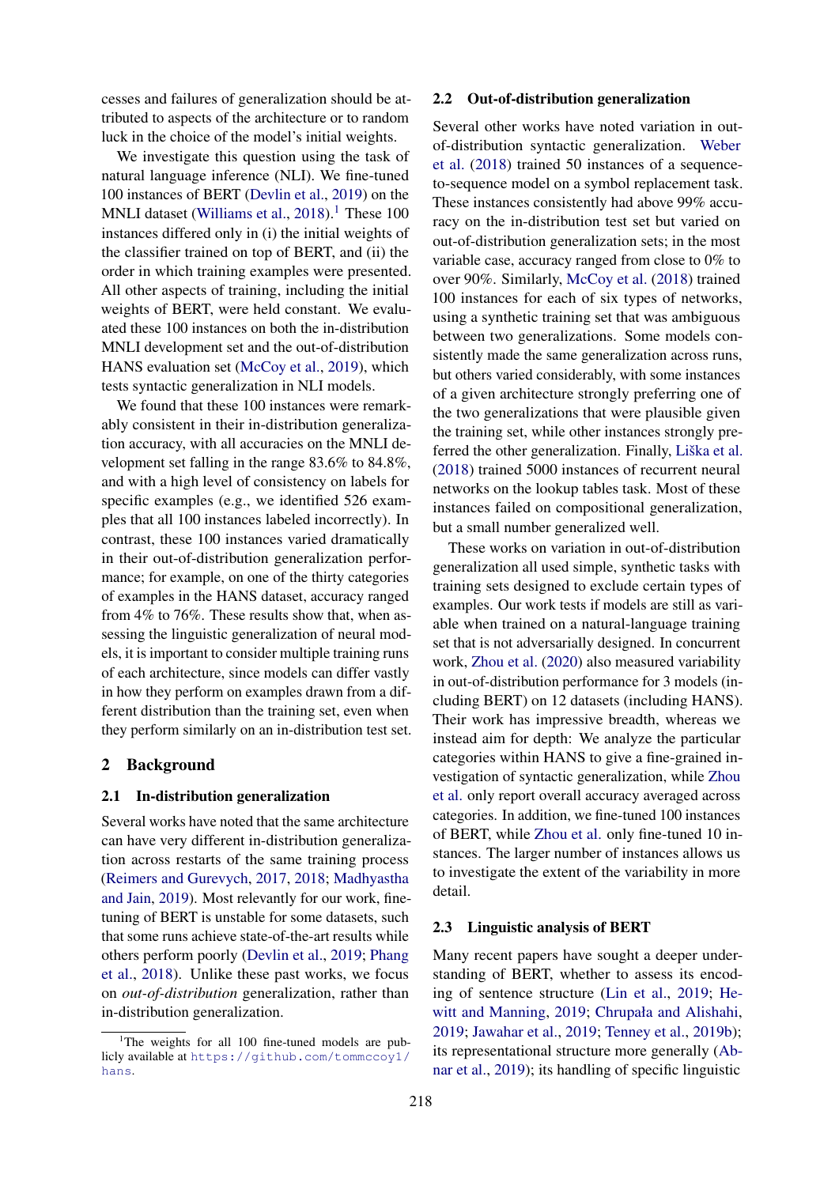cesses and failures of generalization should be attributed to aspects of the architecture or to random luck in the choice of the model's initial weights.

We investigate this question using the task of natural language inference (NLI). We fine-tuned 100 instances of BERT (Devlin et al., 2019) on the MNLI dataset (Williams et al., 2018).[1] These 100 instances differed only in (i) the initial weights of the classifier trained on top of BERT, and (ii) the order in which training examples were presented. All other aspects of training, including the initial weights of BERT, were held constant. We evaluated these 100 instances on both the in-distribution MNLI development set and the out-of-distribution HANS evaluation set (McCoy et al., 2019), which tests syntactic generalization in NLI models.

We found that these 100 instances were remarkably consistent in their in-distribution generalization accuracy, with all accuracies on the MNLI development set falling in the range 83.6% to 84.8%, and with a high level of consistency on labels for specific examples (e.g., we identified 526 examples that all 100 instances labeled incorrectly). In contrast, these 100 instances varied dramatically in their out-of-distribution generalization performance; for example, on one of the thirty categories of examples in the HANS dataset, accuracy ranged from 4% to 76%. These results show that, when assessing the linguistic generalization of neural models, it is important to consider multiple training runs of each architecture, since models can differ vastly in how they perform on examples drawn from a different distribution than the training set, even when they perform similarly on an in-distribution test set.

## 2 Background

### 2.1 In-distribution generalization

Several works have noted that the same architecture can have very different in-distribution generalization across restarts of the same training process (Reimers and Gurevych, 2017, 2018; Madhyastha and Jain, 2019). Most relevantly for our work, fine-tuning of BERT is unstable for some datasets, such that some runs achieve state-of-the-art results while others perform poorly (Devlin et al., 2019; Phang et al., 2018). Unlike these past works, we focus on *out-of-distribution* generalization, rather than in-distribution generalization.

### 2.2 Out-of-distribution generalization

Several other works have noted variation in out-of-distribution syntactic generalization. Weber et al. (2018) trained 50 instances of a sequence-to-sequence model on a symbol replacement task. These instances consistently had above 99% accuracy on the in-distribution test set but varied on out-of-distribution generalization sets; in the most variable case, accuracy ranged from close to 0% to over 90%. Similarly, McCoy et al. (2018) trained 100 instances for each of six types of networks, using a synthetic training set that was ambiguous between two generalizations. Some models consistently made the same generalization across runs, but others varied considerably, with some instances of a given architecture strongly preferring one of the two generalizations that were plausible given the training set, while other instances strongly preferred the other generalization. Finally, Liška et al. (2018) trained 5000 instances of recurrent neural networks on the lookup tables task. Most of these instances failed on compositional generalization, but a small number generalized well.

These works on variation in out-of-distribution generalization all used simple, synthetic tasks with training sets designed to exclude certain types of examples. Our work tests if models are still as variable when trained on a natural-language training set that is not adversarially designed. In concurrent work, Zhou et al. (2020) also measured variability in out-of-distribution performance for 3 models (including BERT) on 12 datasets (including HANS). Their work has impressive breadth, whereas we instead aim for depth: We analyze the particular categories within HANS to give a fine-grained investigation of syntactic generalization, while Zhou et al. only report overall accuracy averaged across categories. In addition, we fine-tuned 100 instances of BERT, while Zhou et al. only fine-tuned 10 instances. The larger number of instances allows us to investigate the extent of the variability in more detail.

### 2.3 Linguistic analysis of BERT

Many recent papers have sought a deeper understanding of BERT, whether to assess its encoding of sentence structure (Lin et al., 2019; Hewitt and Manning, 2019; Chrupała and Alishahi, 2019; Jawahar et al., 2019; Tenney et al., 2019b); its representational structure more generally (Abnar et al., 2019); its handling of specific linguistic

[1] The weights for all 100 fine-tuned models are publicly available at https://github.com/tommccoy1/hans.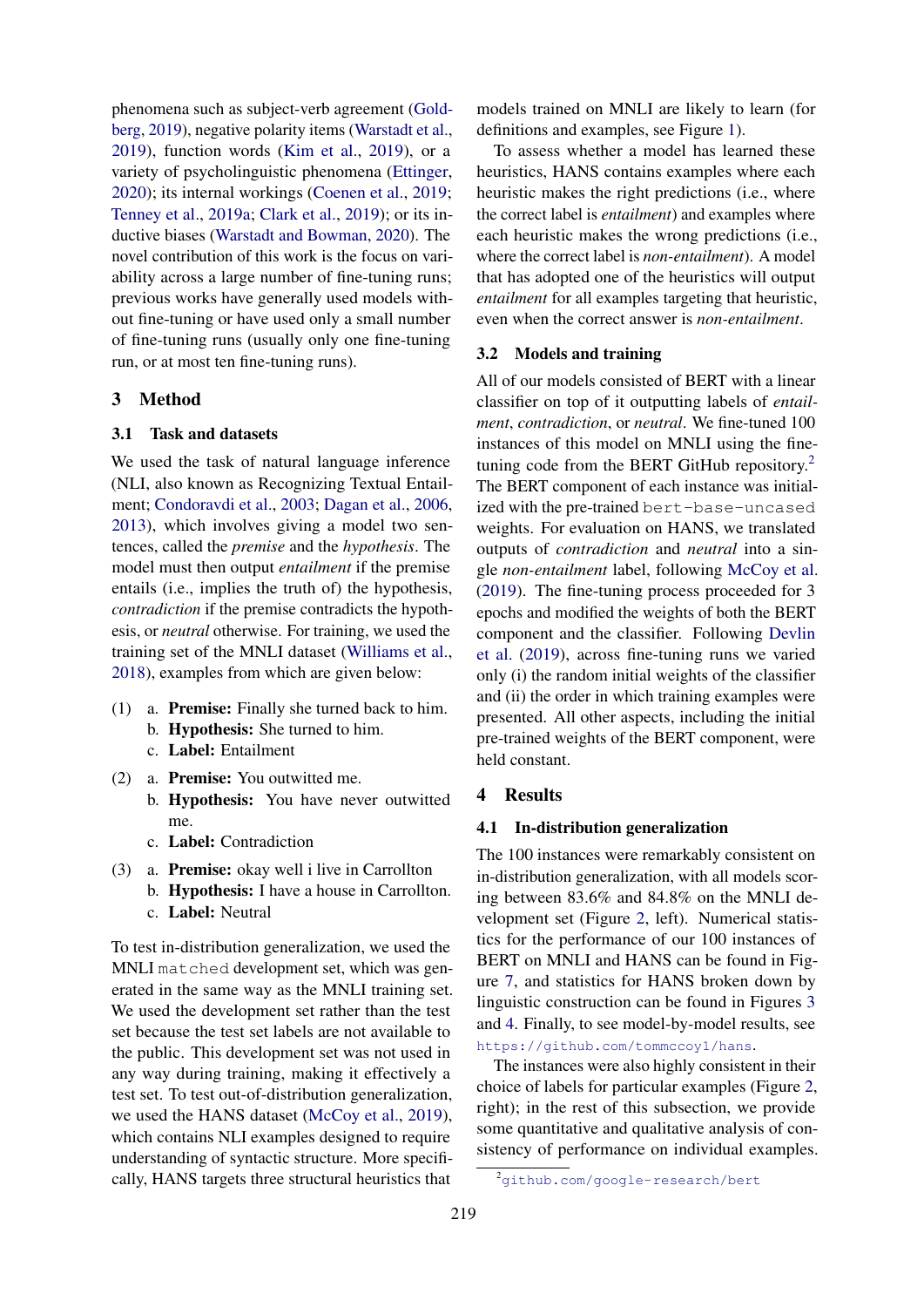phenomena such as subject-verb agreement (Goldberg, 2019), negative polarity items (Warstadt et al., 2019), function words (Kim et al., 2019), or a variety of psycholinguistic phenomena (Ettinger, 2020); its internal workings (Coenen et al., 2019; Tenney et al., 2019a; Clark et al., 2019); or its inductive biases (Warstadt and Bowman, 2020). The novel contribution of this work is the focus on variability across a large number of fine-tuning runs; previous works have generally used models without fine-tuning or have used only a small number of fine-tuning runs (usually only one fine-tuning run, or at most ten fine-tuning runs).

## 3 Method

### 3.1 Task and datasets

We used the task of natural language inference (NLI, also known as Recognizing Textual Entailment; Condoravdi et al., 2003; Dagan et al., 2006, 2013), which involves giving a model two sentences, called the *premise* and the *hypothesis*. The model must then output *entailment* if the premise entails (i.e., implies the truth of) the hypothesis, *contradiction* if the premise contradicts the hypothesis, or *neutral* otherwise. For training, we used the training set of the MNLI dataset (Williams et al., 2018), examples from which are given below:

(1) a. **Premise:** Finally she turned back to him.
 b. **Hypothesis:** She turned to him.
 c. **Label:** Entailment

(2) a. **Premise:** You outwitted me.
 b. **Hypothesis:** You have never outwitted me.
 c. **Label:** Contradiction

(3) a. **Premise:** okay well i live in Carrollton
 b. **Hypothesis:** I have a house in Carrollton.
 c. **Label:** Neutral

To test in-distribution generalization, we used the MNLI `matched` development set, which was generated in the same way as the MNLI training set. We used the development set rather than the test set because the test set labels are not available to the public. This development set was not used in any way during training, making it effectively a test set. To test out-of-distribution generalization, we used the HANS dataset (McCoy et al., 2019), which contains NLI examples designed to require understanding of syntactic structure. More specifically, HANS targets three structural heuristics that models trained on MNLI are likely to learn (for definitions and examples, see Figure 1).

To assess whether a model has learned these heuristics, HANS contains examples where each heuristic makes the right predictions (i.e., where the correct label is *entailment*) and examples where each heuristic makes the wrong predictions (i.e., where the correct label is *non-entailment*). A model that has adopted one of the heuristics will output *entailment* for all examples targeting that heuristic, even when the correct answer is *non-entailment*.

### 3.2 Models and training

All of our models consisted of BERT with a linear classifier on top of it outputting labels of *entailment*, *contradiction*, or *neutral*. We fine-tuned 100 instances of this model on MNLI using the fine-tuning code from the BERT GitHub repository.[2] The BERT component of each instance was initialized with the pre-trained `bert-base-uncased` weights. For evaluation on HANS, we translated outputs of *contradiction* and *neutral* into a single *non-entailment* label, following McCoy et al. (2019). The fine-tuning process proceeded for 3 epochs and modified the weights of both the BERT component and the classifier. Following Devlin et al. (2019), across fine-tuning runs we varied only (i) the random initial weights of the classifier and (ii) the order in which training examples were presented. All other aspects, including the initial pre-trained weights of the BERT component, were held constant.

## 4 Results

### 4.1 In-distribution generalization

The 100 instances were remarkably consistent on in-distribution generalization, with all models scoring between 83.6% and 84.8% on the MNLI development set (Figure 2, left). Numerical statistics for the performance of our 100 instances of BERT on MNLI and HANS can be found in Figure 7, and statistics for HANS broken down by linguistic construction can be found in Figures 3 and 4. Finally, to see model-by-model results, see `https://github.com/tommccoy1/hans`.

The instances were also highly consistent in their choice of labels for particular examples (Figure 2, right); in the rest of this subsection, we provide some quantitative and qualitative analysis of consistency of performance on individual examples.

[2] `github.com/google-research/bert`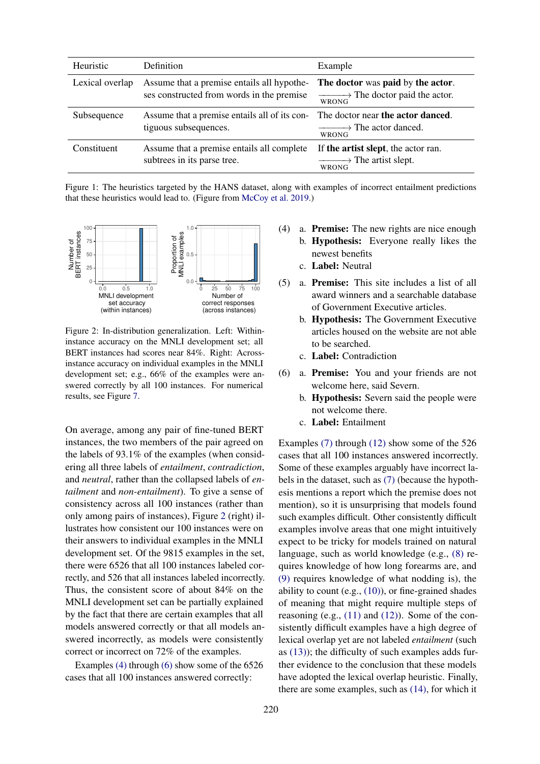| Heuristic | Definition | Example |
|---|---|---|
| Lexical overlap | Assume that a premise entails all hypotheses constructed from words in the premise | **The doctor** was **paid** by **the actor**. $\xrightarrow[\text{WRONG}]{}$ The doctor paid the actor. |
| Subsequence | Assume that a premise entails all of its contiguous subsequences. | The doctor near **the actor danced**. $\xrightarrow[\text{WRONG}]{}$ The actor danced. |
| Constituent | Assume that a premise entails all complete subtrees in its parse tree. | If **the artist slept**, the actor ran. $\xrightarrow[\text{WRONG}]{}$ The artist slept. |

Figure 1: The heuristics targeted by the HANS dataset, along with examples of incorrect entailment predictions that these heuristics would lead to. (Figure from McCoy et al. 2019.)

Figure 2: In-distribution generalization. Left: Within-instance accuracy on the MNLI development set; all BERT instances had scores near 84%. Right: Across-instance accuracy on individual examples in the MNLI development set; e.g., 66% of the examples were answered correctly by all 100 instances. For numerical results, see Figure 7.

On average, among any pair of fine-tuned BERT instances, the two members of the pair agreed on the labels of 93.1% of the examples (when considering all three labels of *entailment*, *contradiction*, and *neutral*, rather than the collapsed labels of *entailment* and *non-entailment*). To give a sense of consistency across all 100 instances (rather than only among pairs of instances), Figure 2 (right) illustrates how consistent our 100 instances were on their answers to individual examples in the MNLI development set. Of the 9815 examples in the set, there were 6526 that all 100 instances labeled correctly, and 526 that all instances labeled incorrectly. Thus, the consistent score of about 84% on the MNLI development set can be partially explained by the fact that there are certain examples that all models answered correctly or that all models answered incorrectly, as models were consistently correct or incorrect on 72% of the examples.

Examples (4) through (6) show some of the 6526 cases that all 100 instances answered correctly:

(4) a. **Premise:** The new rights are nice enough
b. **Hypothesis:** Everyone really likes the newest benefits
c. **Label:** Neutral

(5) a. **Premise:** This site includes a list of all award winners and a searchable database of Government Executive articles.
b. **Hypothesis:** The Government Executive articles housed on the website are not able to be searched.
c. **Label:** Contradiction

(6) a. **Premise:** You and your friends are not welcome here, said Severn.
b. **Hypothesis:** Severn said the people were not welcome there.
c. **Label:** Entailment

Examples (7) through (12) show some of the 526 cases that all 100 instances answered incorrectly. Some of these examples arguably have incorrect labels in the dataset, such as (7) (because the hypothesis mentions a report which the premise does not mention), so it is unsurprising that models found such examples difficult. Other consistently difficult examples involve areas that one might intuitively expect to be tricky for models trained on natural language, such as world knowledge (e.g., (8) requires knowledge of how long forearms are, and (9) requires knowledge of what nodding is), the ability to count (e.g., (10)), or fine-grained shades of meaning that might require multiple steps of reasoning (e.g., (11) and (12)). Some of the consistently difficult examples have a high degree of lexical overlap yet are not labeled *entailment* (such as (13)); the difficulty of such examples adds further evidence to the conclusion that these models have adopted the lexical overlap heuristic. Finally, there are some examples, such as (14), for which it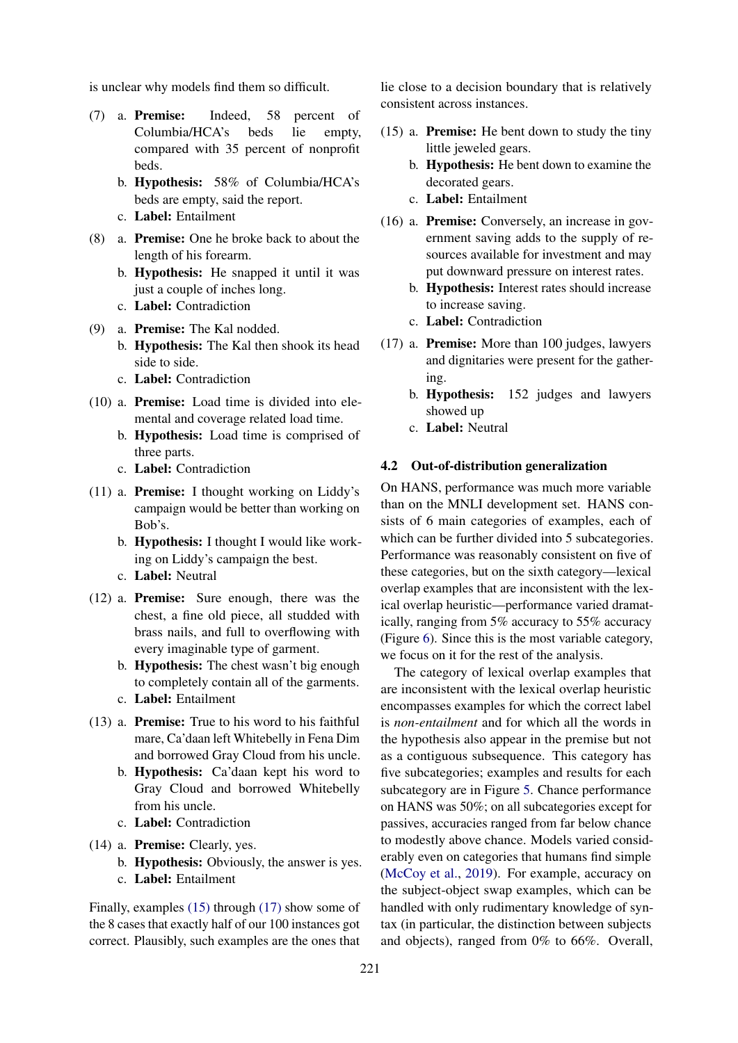is unclear why models find them so difficult.

(7) a. **Premise:** Indeed, 58 percent of Columbia/HCA's beds lie empty, compared with 35 percent of nonprofit beds.
   b. **Hypothesis:** 58% of Columbia/HCA's beds are empty, said the report.
   c. **Label:** Entailment

(8) a. **Premise:** One he broke back to about the length of his forearm.
   b. **Hypothesis:** He snapped it until it was just a couple of inches long.
   c. **Label:** Contradiction

(9) a. **Premise:** The Kal nodded.
   b. **Hypothesis:** The Kal then shook its head side to side.
   c. **Label:** Contradiction

(10) a. **Premise:** Load time is divided into elemental and coverage related load time.
   b. **Hypothesis:** Load time is comprised of three parts.
   c. **Label:** Contradiction

(11) a. **Premise:** I thought working on Liddy's campaign would be better than working on Bob's.
   b. **Hypothesis:** I thought I would like working on Liddy's campaign the best.
   c. **Label:** Neutral

(12) a. **Premise:** Sure enough, there was the chest, a fine old piece, all studded with brass nails, and full to overflowing with every imaginable type of garment.
   b. **Hypothesis:** The chest wasn't big enough to completely contain all of the garments.
   c. **Label:** Entailment

(13) a. **Premise:** True to his word to his faithful mare, Ca'daan left Whitebelly in Fena Dim and borrowed Gray Cloud from his uncle.
   b. **Hypothesis:** Ca'daan kept his word to Gray Cloud and borrowed Whitebelly from his uncle.
   c. **Label:** Contradiction

(14) a. **Premise:** Clearly, yes.
   b. **Hypothesis:** Obviously, the answer is yes.
   c. **Label:** Entailment

Finally, examples (15) through (17) show some of the 8 cases that exactly half of our 100 instances got correct. Plausibly, such examples are the ones that lie close to a decision boundary that is relatively consistent across instances.

(15) a. **Premise:** He bent down to study the tiny little jeweled gears.
   b. **Hypothesis:** He bent down to examine the decorated gears.
   c. **Label:** Entailment

(16) a. **Premise:** Conversely, an increase in government saving adds to the supply of resources available for investment and may put downward pressure on interest rates.
   b. **Hypothesis:** Interest rates should increase to increase saving.
   c. **Label:** Contradiction

(17) a. **Premise:** More than 100 judges, lawyers and dignitaries were present for the gathering.
   b. **Hypothesis:** 152 judges and lawyers showed up
   c. **Label:** Neutral

### 4.2 Out-of-distribution generalization

On HANS, performance was much more variable than on the MNLI development set. HANS consists of 6 main categories of examples, each of which can be further divided into 5 subcategories. Performance was reasonably consistent on five of these categories, but on the sixth category—lexical overlap examples that are inconsistent with the lexical overlap heuristic—performance varied dramatically, ranging from 5% accuracy to 55% accuracy (Figure 6). Since this is the most variable category, we focus on it for the rest of the analysis.

The category of lexical overlap examples that are inconsistent with the lexical overlap heuristic encompasses examples for which the correct label is *non-entailment* and for which all the words in the hypothesis also appear in the premise but not as a contiguous subsequence. This category has five subcategories; examples and results for each subcategory are in Figure 5. Chance performance on HANS was 50%; on all subcategories except for passives, accuracies ranged from far below chance to modestly above chance. Models varied considerably even on categories that humans find simple (McCoy et al., 2019). For example, accuracy on the subject-object swap examples, which can be handled with only rudimentary knowledge of syntax (in particular, the distinction between subjects and objects), ranged from 0% to 66%. Overall,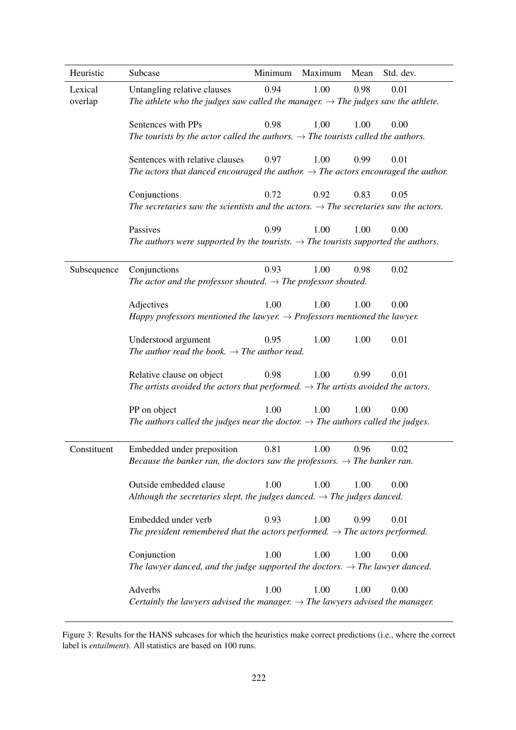| Heuristic | Subcase | Minimum | Maximum | Mean | Std. dev. |
|---|---|---|---|---|---|
| Lexical overlap | Untangling relative clauses | 0.94 | 1.00 | 0.98 | 0.01 |
| | *The athlete who the judges saw called the manager. → The judges saw the athlete.* | | | | |
| | Sentences with PPs | 0.98 | 1.00 | 1.00 | 0.00 |
| | *The tourists by the actor called the authors. → The tourists called the authors.* | | | | |
| | Sentences with relative clauses | 0.97 | 1.00 | 0.99 | 0.01 |
| | *The actors that danced encouraged the author. → The actors encouraged the author.* | | | | |
| | Conjunctions | 0.72 | 0.92 | 0.83 | 0.05 |
| | *The secretaries saw the scientists and the actors. → The secretaries saw the actors.* | | | | |
| | Passives | 0.99 | 1.00 | 1.00 | 0.00 |
| | *The authors were supported by the tourists. → The tourists supported the authors.* | | | | |
| Subsequence | Conjunctions | 0.93 | 1.00 | 0.98 | 0.02 |
| | *The actor and the professor shouted. → The professor shouted.* | | | | |
| | Adjectives | 1.00 | 1.00 | 1.00 | 0.00 |
| | *Happy professors mentioned the lawyer. → Professors mentioned the lawyer.* | | | | |
| | Understood argument | 0.95 | 1.00 | 1.00 | 0.01 |
| | *The author read the book. → The author read.* | | | | |
| | Relative clause on object | 0.98 | 1.00 | 0.99 | 0.01 |
| | *The artists avoided the actors that performed. → The artists avoided the actors.* | | | | |
| | PP on object | 1.00 | 1.00 | 1.00 | 0.00 |
| | *The authors called the judges near the doctor. → The authors called the judges.* | | | | |
| Constituent | Embedded under preposition | 0.81 | 1.00 | 0.96 | 0.02 |
| | *Because the banker ran, the doctors saw the professors. → The banker ran.* | | | | |
| | Outside embedded clause | 1.00 | 1.00 | 1.00 | 0.00 |
| | *Although the secretaries slept, the judges danced. → The judges danced.* | | | | |
| | Embedded under verb | 0.93 | 1.00 | 0.99 | 0.01 |
| | *The president remembered that the actors performed. → The actors performed.* | | | | |
| | Conjunction | 1.00 | 1.00 | 1.00 | 0.00 |
| | *The lawyer danced, and the judge supported the doctors. → The lawyer danced.* | | | | |
| | Adverbs | 1.00 | 1.00 | 1.00 | 0.00 |
| | *Certainly the lawyers advised the manager. → The lawyers advised the manager.* | | | | |

Figure 3: Results for the HANS subcases for which the heuristics make correct predictions (i.e., where the correct label is *entailment*). All statistics are based on 100 runs.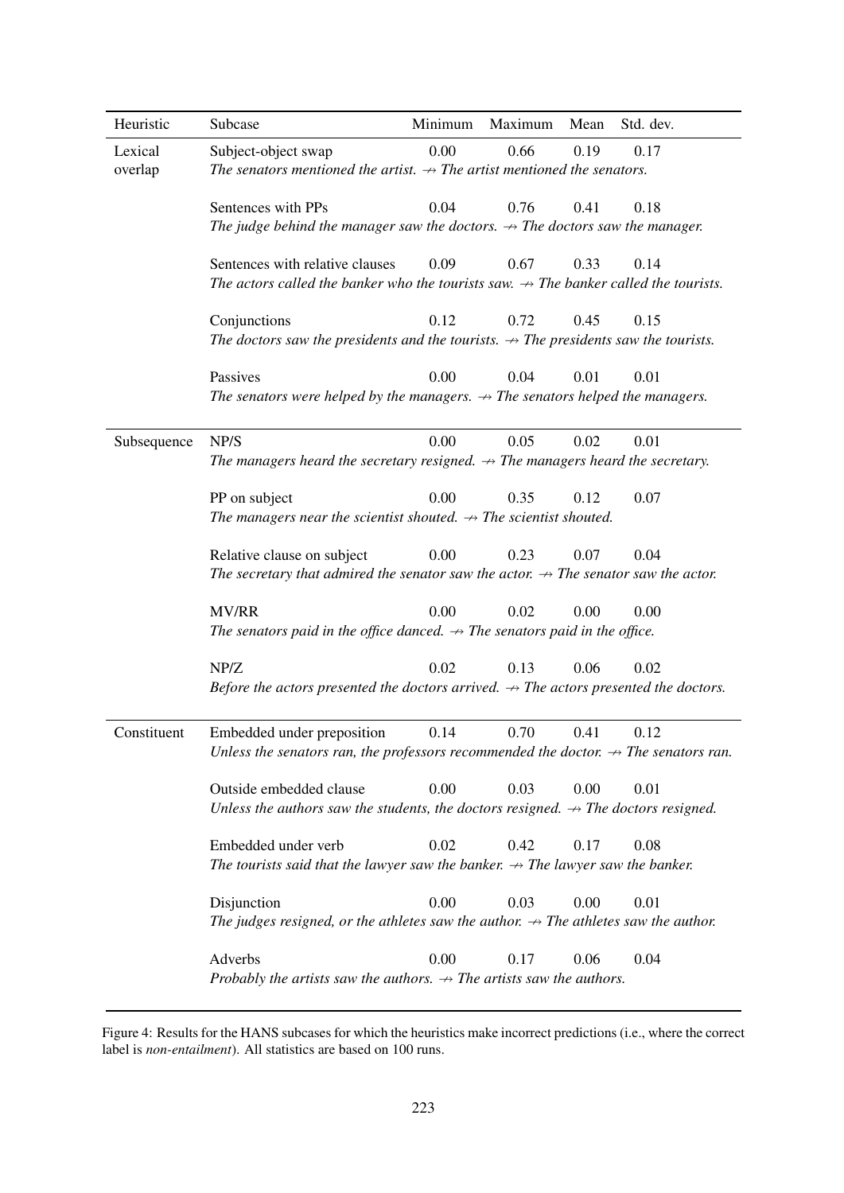| Heuristic | Subcase | Minimum | Maximum | Mean | Std. dev. |
|---|---|---|---|---|---|
| Lexical overlap | Subject-object swap | 0.00 | 0.66 | 0.19 | 0.17 |
| | *The senators mentioned the artist. ↛ The artist mentioned the senators.* | | | | |
| | Sentences with PPs | 0.04 | 0.76 | 0.41 | 0.18 |
| | *The judge behind the manager saw the doctors. ↛ The doctors saw the manager.* | | | | |
| | Sentences with relative clauses | 0.09 | 0.67 | 0.33 | 0.14 |
| | *The actors called the banker who the tourists saw. ↛ The banker called the tourists.* | | | | |
| | Conjunctions | 0.12 | 0.72 | 0.45 | 0.15 |
| | *The doctors saw the presidents and the tourists. ↛ The presidents saw the tourists.* | | | | |
| | Passives | 0.00 | 0.04 | 0.01 | 0.01 |
| | *The senators were helped by the managers. ↛ The senators helped the managers.* | | | | |
| Subsequence | NP/S | 0.00 | 0.05 | 0.02 | 0.01 |
| | *The managers heard the secretary resigned. ↛ The managers heard the secretary.* | | | | |
| | PP on subject | 0.00 | 0.35 | 0.12 | 0.07 |
| | *The managers near the scientist shouted. ↛ The scientist shouted.* | | | | |
| | Relative clause on subject | 0.00 | 0.23 | 0.07 | 0.04 |
| | *The secretary that admired the senator saw the actor. ↛ The senator saw the actor.* | | | | |
| | MV/RR | 0.00 | 0.02 | 0.00 | 0.00 |
| | *The senators paid in the office danced. ↛ The senators paid in the office.* | | | | |
| | NP/Z | 0.02 | 0.13 | 0.06 | 0.02 |
| | *Before the actors presented the doctors arrived. ↛ The actors presented the doctors.* | | | | |
| Constituent | Embedded under preposition | 0.14 | 0.70 | 0.41 | 0.12 |
| | *Unless the senators ran, the professors recommended the doctor. ↛ The senators ran.* | | | | |
| | Outside embedded clause | 0.00 | 0.03 | 0.00 | 0.01 |
| | *Unless the authors saw the students, the doctors resigned. ↛ The doctors resigned.* | | | | |
| | Embedded under verb | 0.02 | 0.42 | 0.17 | 0.08 |
| | *The tourists said that the lawyer saw the banker. ↛ The lawyer saw the banker.* | | | | |
| | Disjunction | 0.00 | 0.03 | 0.00 | 0.01 |
| | *The judges resigned, or the athletes saw the author. ↛ The athletes saw the author.* | | | | |
| | Adverbs | 0.00 | 0.17 | 0.06 | 0.04 |
| | *Probably the artists saw the authors. ↛ The artists saw the authors.* | | | | |

Figure 4: Results for the HANS subcases for which the heuristics make incorrect predictions (i.e., where the correct label is *non-entailment*). All statistics are based on 100 runs.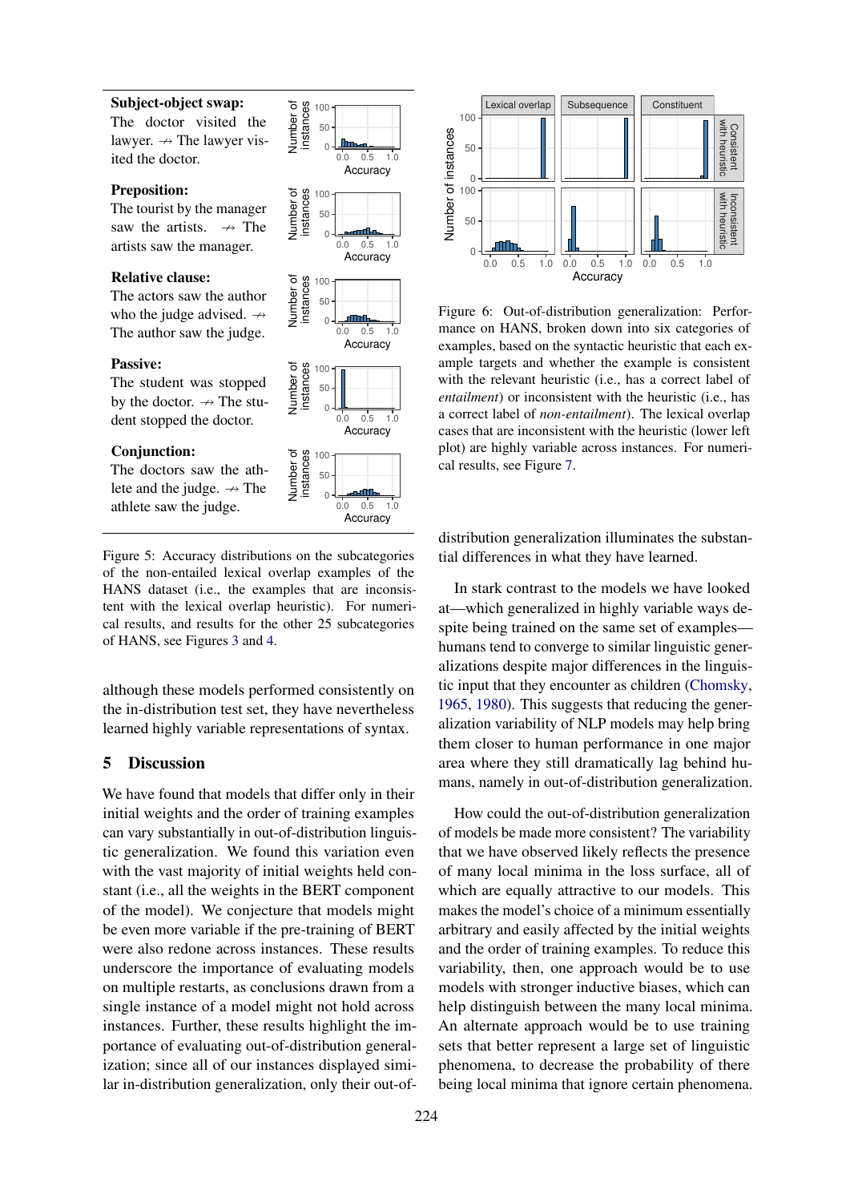**Subject-object swap:**
The doctor visited the lawyer. ↛ The lawyer visited the doctor.

**Preposition:**
The tourist by the manager saw the artists. ↛ The artists saw the manager.

**Relative clause:**
The actors saw the author who the judge advised. ↛ The author saw the judge.

**Passive:**
The student was stopped by the doctor. ↛ The student stopped the doctor.

**Conjunction:**
The doctors saw the athlete and the judge. ↛ The athlete saw the judge.

Figure 5: Accuracy distributions on the subcategories of the non-entailed lexical overlap examples of the HANS dataset (i.e., the examples that are inconsistent with the lexical overlap heuristic). For numerical results, and results for the other 25 subcategories of HANS, see Figures 3 and 4.

although these models performed consistently on the in-distribution test set, they have nevertheless learned highly variable representations of syntax.

Figure 6: Out-of-distribution generalization: Performance on HANS, broken down into six categories of examples, based on the syntactic heuristic that each example targets and whether the example is consistent with the relevant heuristic (i.e., has a correct label of *entailment*) or inconsistent with the heuristic (i.e., has a correct label of *non-entailment*). The lexical overlap cases that are inconsistent with the heuristic (lower left plot) are highly variable across instances. For numerical results, see Figure 7.

## 5 Discussion

We have found that models that differ only in their initial weights and the order of training examples can vary substantially in out-of-distribution linguistic generalization. We found this variation even with the vast majority of initial weights held constant (i.e., all the weights in the BERT component of the model). We conjecture that models might be even more variable if the pre-training of BERT were also redone across instances. These results underscore the importance of evaluating models on multiple restarts, as conclusions drawn from a single instance of a model might not hold across instances. Further, these results highlight the importance of evaluating out-of-distribution generalization; since all of our instances displayed similar in-distribution generalization, only their out-of-distribution generalization illuminates the substantial differences in what they have learned.

In stark contrast to the models we have looked at—which generalized in highly variable ways despite being trained on the same set of examples—humans tend to converge to similar linguistic generalizations despite major differences in the linguistic input that they encounter as children (Chomsky, 1965, 1980). This suggests that reducing the generalization variability of NLP models may help bring them closer to human performance in one major area where they still dramatically lag behind humans, namely in out-of-distribution generalization.

How could the out-of-distribution generalization of models be made more consistent? The variability that we have observed likely reflects the presence of many local minima in the loss surface, all of which are equally attractive to our models. This makes the model's choice of a minimum essentially arbitrary and easily affected by the initial weights and the order of training examples. To reduce this variability, then, one approach would be to use models with stronger inductive biases, which can help distinguish between the many local minima. An alternate approach would be to use training sets that better represent a large set of linguistic phenomena, to decrease the probability of there being local minima that ignore certain phenomena.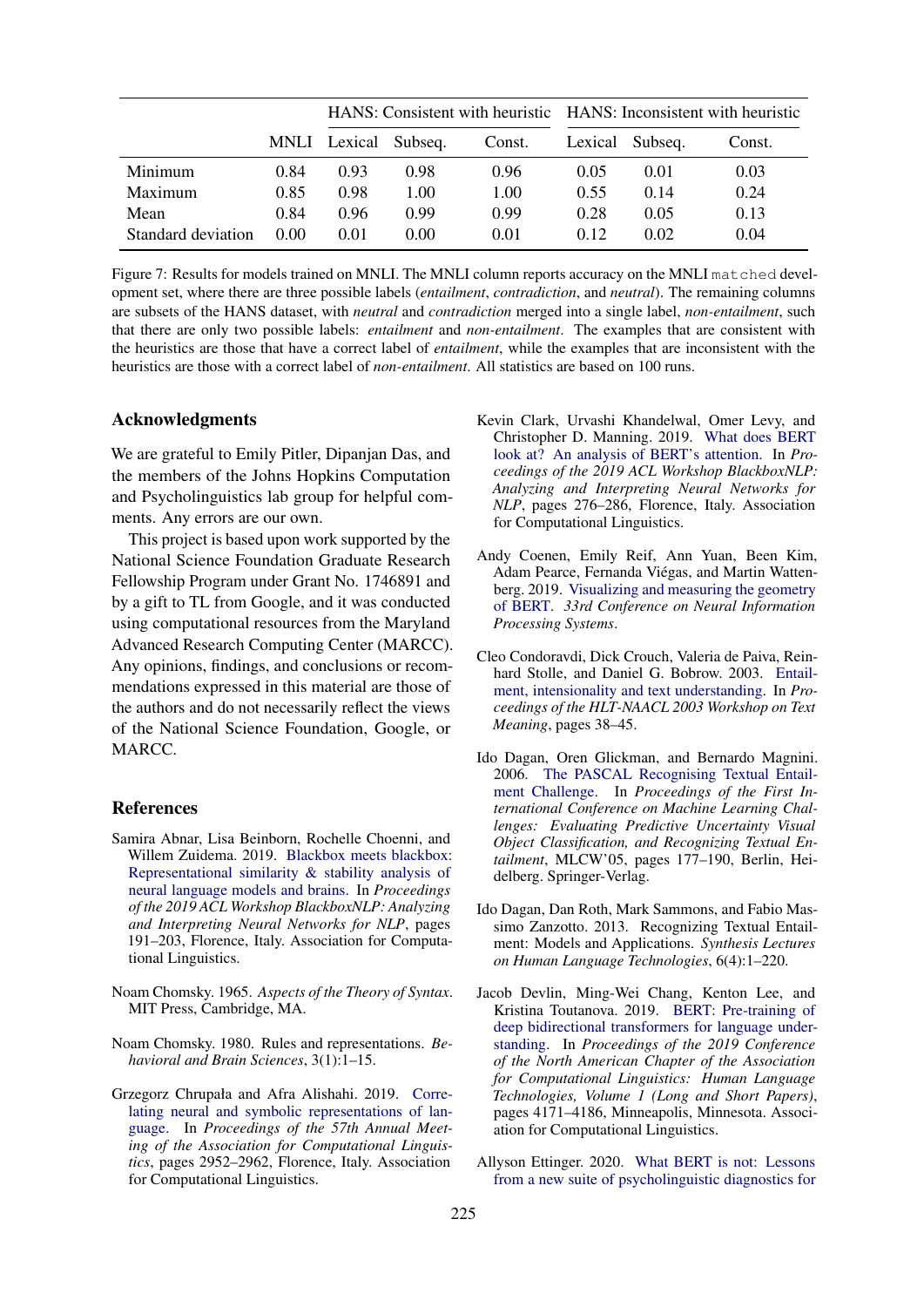| | | HANS: Consistent with heuristic | | | HANS: Inconsistent with heuristic | | |
|---|---|---|---|---|---|---|---|
| | MNLI | Lexical | Subseq. | Const. | Lexical | Subseq. | Const. |
| Minimum | 0.84 | 0.93 | 0.98 | 0.96 | 0.05 | 0.01 | 0.03 |
| Maximum | 0.85 | 0.98 | 1.00 | 1.00 | 0.55 | 0.14 | 0.24 |
| Mean | 0.84 | 0.96 | 0.99 | 0.99 | 0.28 | 0.05 | 0.13 |
| Standard deviation | 0.00 | 0.01 | 0.00 | 0.01 | 0.12 | 0.02 | 0.04 |

Figure 7: Results for models trained on MNLI. The MNLI column reports accuracy on the MNLI `matched` development set, where there are three possible labels (*entailment*, *contradiction*, and *neutral*). The remaining columns are subsets of the HANS dataset, with *neutral* and *contradiction* merged into a single label, *non-entailment*, such that there are only two possible labels: *entailment* and *non-entailment*. The examples that are consistent with the heuristics are those that have a correct label of *entailment*, while the examples that are inconsistent with the heuristics are those with a correct label of *non-entailment*. All statistics are based on 100 runs.

## Acknowledgments

We are grateful to Emily Pitler, Dipanjan Das, and the members of the Johns Hopkins Computation and Psycholinguistics lab group for helpful comments. Any errors are our own.

This project is based upon work supported by the National Science Foundation Graduate Research Fellowship Program under Grant No. 1746891 and by a gift to TL from Google, and it was conducted using computational resources from the Maryland Advanced Research Computing Center (MARCC). Any opinions, findings, and conclusions or recommendations expressed in this material are those of the authors and do not necessarily reflect the views of the National Science Foundation, Google, or MARCC.

## References

Samira Abnar, Lisa Beinborn, Rochelle Choenni, and Willem Zuidema. 2019. Blackbox meets blackbox: Representational similarity & stability analysis of neural language models and brains. In *Proceedings of the 2019 ACL Workshop BlackboxNLP: Analyzing and Interpreting Neural Networks for NLP*, pages 191–203, Florence, Italy. Association for Computational Linguistics.

Noam Chomsky. 1965. *Aspects of the Theory of Syntax*. MIT Press, Cambridge, MA.

Noam Chomsky. 1980. Rules and representations. *Behavioral and Brain Sciences*, 3(1):1–15.

Grzegorz Chrupała and Afra Alishahi. 2019. Correlating neural and symbolic representations of language. In *Proceedings of the 57th Annual Meeting of the Association for Computational Linguistics*, pages 2952–2962, Florence, Italy. Association for Computational Linguistics.

Kevin Clark, Urvashi Khandelwal, Omer Levy, and Christopher D. Manning. 2019. What does BERT look at? An analysis of BERT's attention. In *Proceedings of the 2019 ACL Workshop BlackboxNLP: Analyzing and Interpreting Neural Networks for NLP*, pages 276–286, Florence, Italy. Association for Computational Linguistics.

Andy Coenen, Emily Reif, Ann Yuan, Been Kim, Adam Pearce, Fernanda Viégas, and Martin Wattenberg. 2019. Visualizing and measuring the geometry of BERT. *33rd Conference on Neural Information Processing Systems*.

Cleo Condoravdi, Dick Crouch, Valeria de Paiva, Reinhard Stolle, and Daniel G. Bobrow. 2003. Entailment, intensionality and text understanding. In *Proceedings of the HLT-NAACL 2003 Workshop on Text Meaning*, pages 38–45.

Ido Dagan, Oren Glickman, and Bernardo Magnini. 2006. The PASCAL Recognising Textual Entailment Challenge. In *Proceedings of the First International Conference on Machine Learning Challenges: Evaluating Predictive Uncertainty Visual Object Classification, and Recognizing Textual Entailment*, MLCW'05, pages 177–190, Berlin, Heidelberg. Springer-Verlag.

Ido Dagan, Dan Roth, Mark Sammons, and Fabio Massimo Zanzotto. 2013. Recognizing Textual Entailment: Models and Applications. *Synthesis Lectures on Human Language Technologies*, 6(4):1–220.

Jacob Devlin, Ming-Wei Chang, Kenton Lee, and Kristina Toutanova. 2019. BERT: Pre-training of deep bidirectional transformers for language understanding. In *Proceedings of the 2019 Conference of the North American Chapter of the Association for Computational Linguistics: Human Language Technologies, Volume 1 (Long and Short Papers)*, pages 4171–4186, Minneapolis, Minnesota. Association for Computational Linguistics.

Allyson Ettinger. 2020. What BERT is not: Lessons from a new suite of psycholinguistic diagnostics for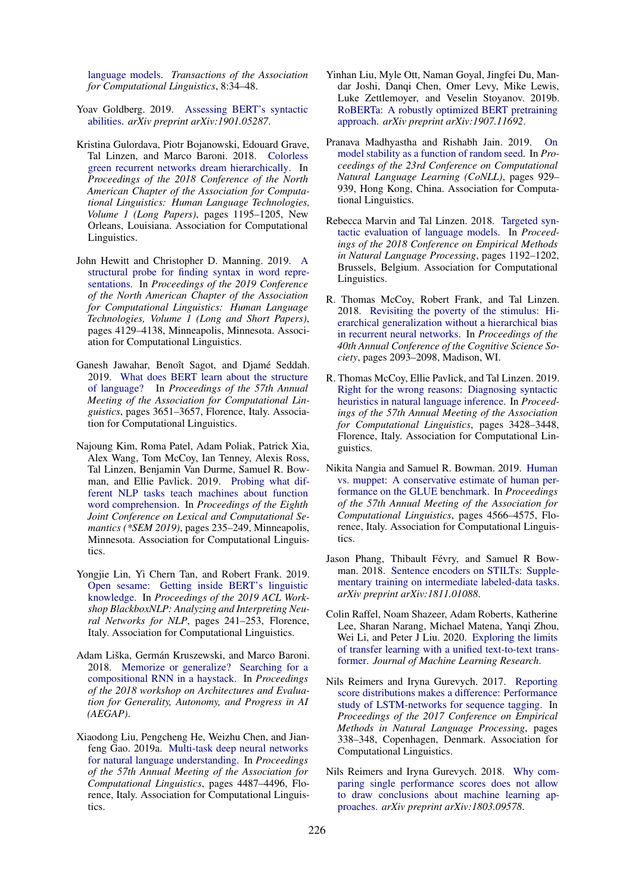language models. *Transactions of the Association for Computational Linguistics*, 8:34–48.

Yoav Goldberg. 2019. Assessing BERT's syntactic abilities. *arXiv preprint arXiv:1901.05287*.

Kristina Gulordava, Piotr Bojanowski, Edouard Grave, Tal Linzen, and Marco Baroni. 2018. Colorless green recurrent networks dream hierarchically. In *Proceedings of the 2018 Conference of the North American Chapter of the Association for Computational Linguistics: Human Language Technologies, Volume 1 (Long Papers)*, pages 1195–1205, New Orleans, Louisiana. Association for Computational Linguistics.

John Hewitt and Christopher D. Manning. 2019. A structural probe for finding syntax in word representations. In *Proceedings of the 2019 Conference of the North American Chapter of the Association for Computational Linguistics: Human Language Technologies, Volume 1 (Long and Short Papers)*, pages 4129–4138, Minneapolis, Minnesota. Association for Computational Linguistics.

Ganesh Jawahar, Benoît Sagot, and Djamé Seddah. 2019. What does BERT learn about the structure of language? In *Proceedings of the 57th Annual Meeting of the Association for Computational Linguistics*, pages 3651–3657, Florence, Italy. Association for Computational Linguistics.

Najoung Kim, Roma Patel, Adam Poliak, Patrick Xia, Alex Wang, Tom McCoy, Ian Tenney, Alexis Ross, Tal Linzen, Benjamin Van Durme, Samuel R. Bowman, and Ellie Pavlick. 2019. Probing what different NLP tasks teach machines about function word comprehension. In *Proceedings of the Eighth Joint Conference on Lexical and Computational Semantics (*SEM 2019)*, pages 235–249, Minneapolis, Minnesota. Association for Computational Linguistics.

Yongjie Lin, Yi Chern Tan, and Robert Frank. 2019. Open sesame: Getting inside BERT's linguistic knowledge. In *Proceedings of the 2019 ACL Workshop BlackboxNLP: Analyzing and Interpreting Neural Networks for NLP*, pages 241–253, Florence, Italy. Association for Computational Linguistics.

Adam Liška, Germán Kruszewski, and Marco Baroni. 2018. Memorize or generalize? Searching for a compositional RNN in a haystack. In *Proceedings of the 2018 workshop on Architectures and Evaluation for Generality, Autonomy, and Progress in AI (AEGAP)*.

Xiaodong Liu, Pengcheng He, Weizhu Chen, and Jianfeng Gao. 2019a. Multi-task deep neural networks for natural language understanding. In *Proceedings of the 57th Annual Meeting of the Association for Computational Linguistics*, pages 4487–4496, Florence, Italy. Association for Computational Linguistics.

Yinhan Liu, Myle Ott, Naman Goyal, Jingfei Du, Mandar Joshi, Danqi Chen, Omer Levy, Mike Lewis, Luke Zettlemoyer, and Veselin Stoyanov. 2019b. RoBERTa: A robustly optimized BERT pretraining approach. *arXiv preprint arXiv:1907.11692*.

Pranava Madhyastha and Rishabh Jain. 2019. On model stability as a function of random seed. In *Proceedings of the 23rd Conference on Computational Natural Language Learning (CoNLL)*, pages 929–939, Hong Kong, China. Association for Computational Linguistics.

Rebecca Marvin and Tal Linzen. 2018. Targeted syntactic evaluation of language models. In *Proceedings of the 2018 Conference on Empirical Methods in Natural Language Processing*, pages 1192–1202, Brussels, Belgium. Association for Computational Linguistics.

R. Thomas McCoy, Robert Frank, and Tal Linzen. 2018. Revisiting the poverty of the stimulus: Hierarchical generalization without a hierarchical bias in recurrent neural networks. In *Proceedings of the 40th Annual Conference of the Cognitive Science Society*, pages 2093–2098, Madison, WI.

R. Thomas McCoy, Ellie Pavlick, and Tal Linzen. 2019. Right for the wrong reasons: Diagnosing syntactic heuristics in natural language inference. In *Proceedings of the 57th Annual Meeting of the Association for Computational Linguistics*, pages 3428–3448, Florence, Italy. Association for Computational Linguistics.

Nikita Nangia and Samuel R. Bowman. 2019. Human vs. muppet: A conservative estimate of human performance on the GLUE benchmark. In *Proceedings of the 57th Annual Meeting of the Association for Computational Linguistics*, pages 4566–4575, Florence, Italy. Association for Computational Linguistics.

Jason Phang, Thibault Févry, and Samuel R Bowman. 2018. Sentence encoders on STILTs: Supplementary training on intermediate labeled-data tasks. *arXiv preprint arXiv:1811.01088*.

Colin Raffel, Noam Shazeer, Adam Roberts, Katherine Lee, Sharan Narang, Michael Matena, Yanqi Zhou, Wei Li, and Peter J Liu. 2020. Exploring the limits of transfer learning with a unified text-to-text transformer. *Journal of Machine Learning Research*.

Nils Reimers and Iryna Gurevych. 2017. Reporting score distributions makes a difference: Performance study of LSTM-networks for sequence tagging. In *Proceedings of the 2017 Conference on Empirical Methods in Natural Language Processing*, pages 338–348, Copenhagen, Denmark. Association for Computational Linguistics.

Nils Reimers and Iryna Gurevych. 2018. Why comparing single performance scores does not allow to draw conclusions about machine learning approaches. *arXiv preprint arXiv:1803.09578*.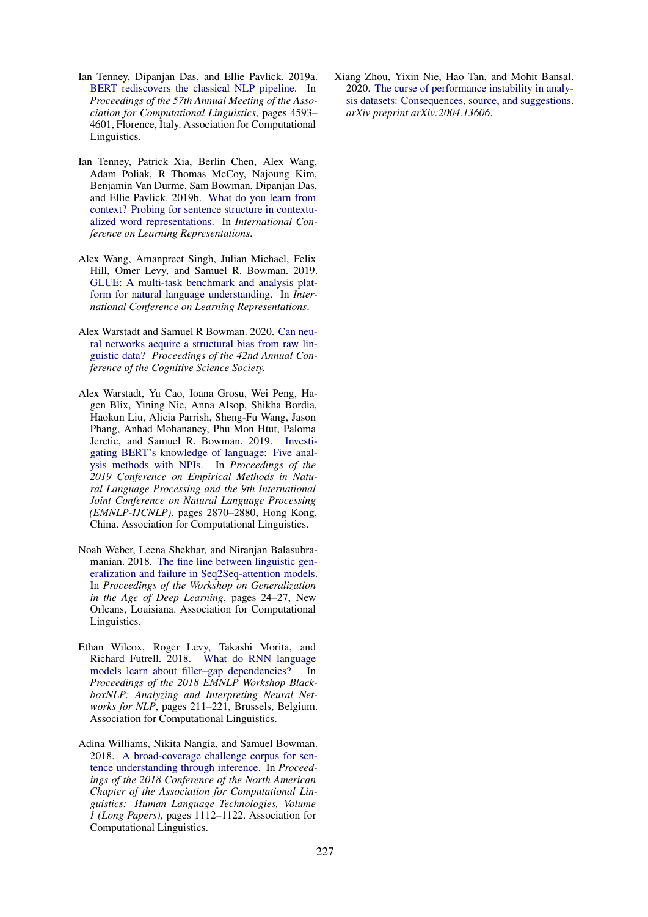Ian Tenney, Dipanjan Das, and Ellie Pavlick. 2019a. BERT rediscovers the classical NLP pipeline. In *Proceedings of the 57th Annual Meeting of the Association for Computational Linguistics*, pages 4593–4601, Florence, Italy. Association for Computational Linguistics.

Ian Tenney, Patrick Xia, Berlin Chen, Alex Wang, Adam Poliak, R Thomas McCoy, Najoung Kim, Benjamin Van Durme, Sam Bowman, Dipanjan Das, and Ellie Pavlick. 2019b. What do you learn from context? Probing for sentence structure in contextualized word representations. In *International Conference on Learning Representations*.

Alex Wang, Amanpreet Singh, Julian Michael, Felix Hill, Omer Levy, and Samuel R. Bowman. 2019. GLUE: A multi-task benchmark and analysis platform for natural language understanding. In *International Conference on Learning Representations*.

Alex Warstadt and Samuel R Bowman. 2020. Can neural networks acquire a structural bias from raw linguistic data? *Proceedings of the 42nd Annual Conference of the Cognitive Science Society.*

Alex Warstadt, Yu Cao, Ioana Grosu, Wei Peng, Hagen Blix, Yining Nie, Anna Alsop, Shikha Bordia, Haokun Liu, Alicia Parrish, Sheng-Fu Wang, Jason Phang, Anhad Mohananey, Phu Mon Htut, Paloma Jeretic, and Samuel R. Bowman. 2019. Investigating BERT's knowledge of language: Five analysis methods with NPIs. In *Proceedings of the 2019 Conference on Empirical Methods in Natural Language Processing and the 9th International Joint Conference on Natural Language Processing (EMNLP-IJCNLP)*, pages 2870–2880, Hong Kong, China. Association for Computational Linguistics.

Noah Weber, Leena Shekhar, and Niranjan Balasubramanian. 2018. The fine line between linguistic generalization and failure in Seq2Seq-attention models. In *Proceedings of the Workshop on Generalization in the Age of Deep Learning*, pages 24–27, New Orleans, Louisiana. Association for Computational Linguistics.

Ethan Wilcox, Roger Levy, Takashi Morita, and Richard Futrell. 2018. What do RNN language models learn about filler–gap dependencies? In *Proceedings of the 2018 EMNLP Workshop BlackboxNLP: Analyzing and Interpreting Neural Networks for NLP*, pages 211–221, Brussels, Belgium. Association for Computational Linguistics.

Adina Williams, Nikita Nangia, and Samuel Bowman. 2018. A broad-coverage challenge corpus for sentence understanding through inference. In *Proceedings of the 2018 Conference of the North American Chapter of the Association for Computational Linguistics: Human Language Technologies, Volume 1 (Long Papers)*, pages 1112–1122. Association for Computational Linguistics.

Xiang Zhou, Yixin Nie, Hao Tan, and Mohit Bansal. 2020. The curse of performance instability in analysis datasets: Consequences, source, and suggestions. *arXiv preprint arXiv:2004.13606*.